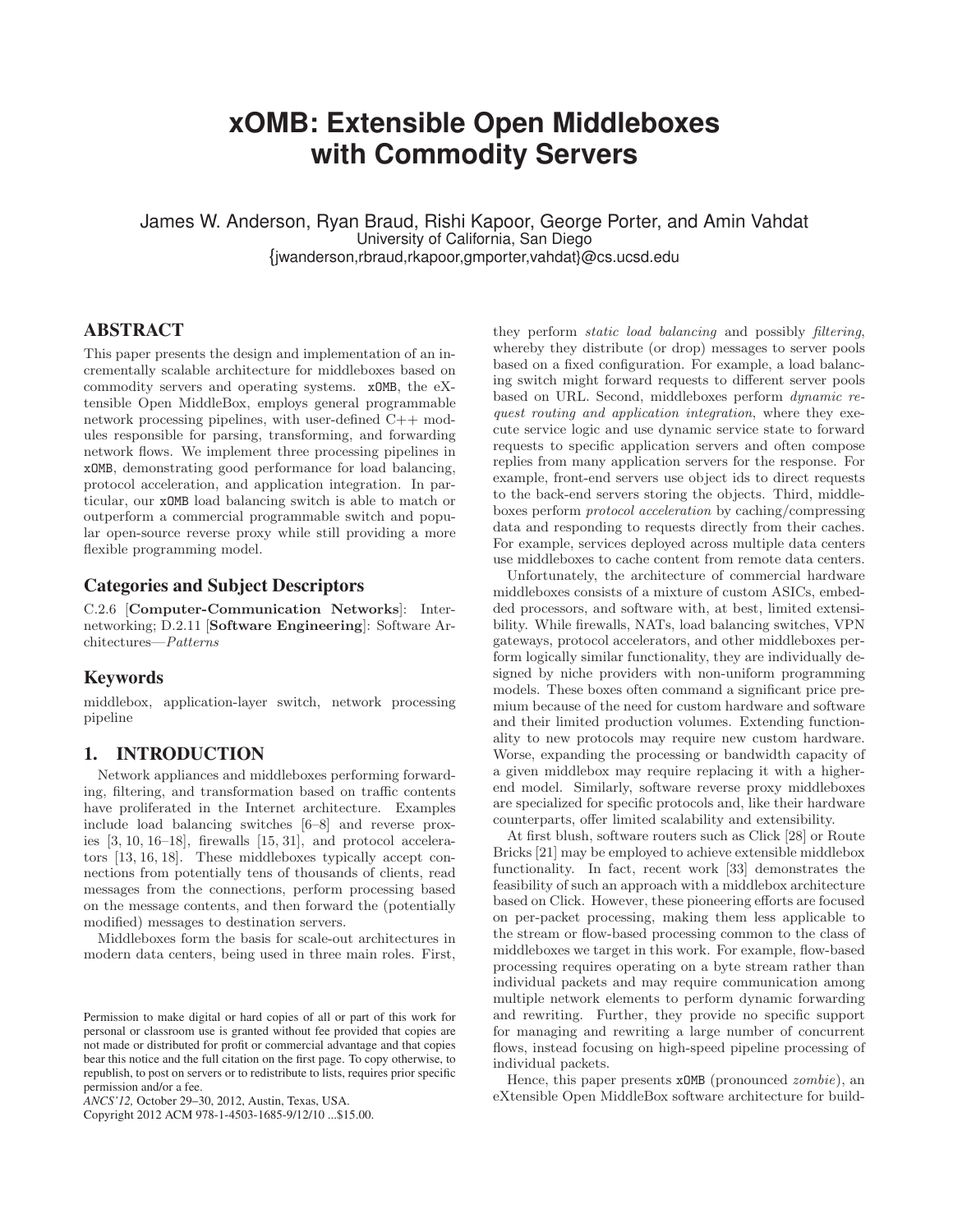# xOMB: Extensible Open Middleboxes with Commodity Servers

James W. Anderson, Ryan Braud, Rishi Kapoor, George Porter, and Amin Vahdat
University of California, San Diego
{jwanderson,rbraud,rkapoor,gmporter,vahdat}@cs.ucsd.edu

## ABSTRACT

This paper presents the design and implementation of an incrementally scalable architecture for middleboxes based on commodity servers and operating systems. xOMB, the eXtensible Open MiddleBox, employs general programmable network processing pipelines, with user-defined C++ modules responsible for parsing, transforming, and forwarding network flows. We implement three processing pipelines in xOMB, demonstrating good performance for load balancing, protocol acceleration, and application integration. In particular, our xOMB load balancing switch is able to match or outperform a commercial programmable switch and popular open-source reverse proxy while still providing a more flexible programming model.

### Categories and Subject Descriptors

C.2.6 [**Computer-Communication Networks**]: Internetworking; D.2.11 [**Software Engineering**]: Software Architectures—*Patterns*

### Keywords

middlebox, application-layer switch, network processing pipeline

## 1. INTRODUCTION

Network appliances and middleboxes performing forwarding, filtering, and transformation based on traffic contents have proliferated in the Internet architecture. Examples include load balancing switches [6–8] and reverse proxies [3, 10, 16–18], firewalls [15, 31], and protocol accelerators [13, 16, 18]. These middleboxes typically accept connections from potentially tens of thousands of clients, read messages from the connections, perform processing based on the message contents, and then forward the (potentially modified) messages to destination servers.

Middleboxes form the basis for scale-out architectures in modern data centers, being used in three main roles. First, they perform *static load balancing* and possibly *filtering*, whereby they distribute (or drop) messages to server pools based on a fixed configuration. For example, a load balancing switch might forward requests to different server pools based on URL. Second, middleboxes perform *dynamic request routing and application integration*, where they execute service logic and use dynamic service state to forward requests to specific application servers and often compose replies from many application servers for the response. For example, front-end servers use object ids to direct requests to the back-end servers storing the objects. Third, middleboxes perform *protocol acceleration* by caching/compressing data and responding to requests directly from their caches. For example, services deployed across multiple data centers use middleboxes to cache content from remote data centers.

Unfortunately, the architecture of commercial hardware middleboxes consists of a mixture of custom ASICs, embedded processors, and software with, at best, limited extensibility. While firewalls, NATs, load balancing switches, VPN gateways, protocol accelerators, and other middleboxes perform logically similar functionality, they are individually designed by niche providers with non-uniform programming models. These boxes often command a significant price premium because of the need for custom hardware and software and their limited production volumes. Extending functionality to new protocols may require new custom hardware. Worse, expanding the processing or bandwidth capacity of a given middlebox may require replacing it with a higher-end model. Similarly, software reverse proxy middleboxes are specialized for specific protocols and, like their hardware counterparts, offer limited scalability and extensibility.

At first blush, software routers such as Click [28] or Route Bricks [21] may be employed to achieve extensible middlebox functionality. In fact, recent work [33] demonstrates the feasibility of such an approach with a middlebox architecture based on Click. However, these pioneering efforts are focused on per-packet processing, making them less applicable to the stream or flow-based processing common to the class of middleboxes we target in this work. For example, flow-based processing requires operating on a byte stream rather than individual packets and may require communication among multiple network elements to perform dynamic forwarding and rewriting. Further, they provide no specific support for managing and rewriting a large number of concurrent flows, instead focusing on high-speed pipeline processing of individual packets.

Hence, this paper presents xOMB (pronounced *zombie*), an eXtensible Open MiddleBox software architecture for build-

Permission to make digital or hard copies of all or part of this work for personal or classroom use is granted without fee provided that copies are not made or distributed for profit or commercial advantage and that copies bear this notice and the full citation on the first page. To copy otherwise, to republish, to post on servers or to redistribute to lists, requires prior specific permission and/or a fee.
*ANCS'12,* October 29–30, 2012, Austin, Texas, USA.
Copyright 2012 ACM 978-1-4503-1685-9/12/10 ...$15.00.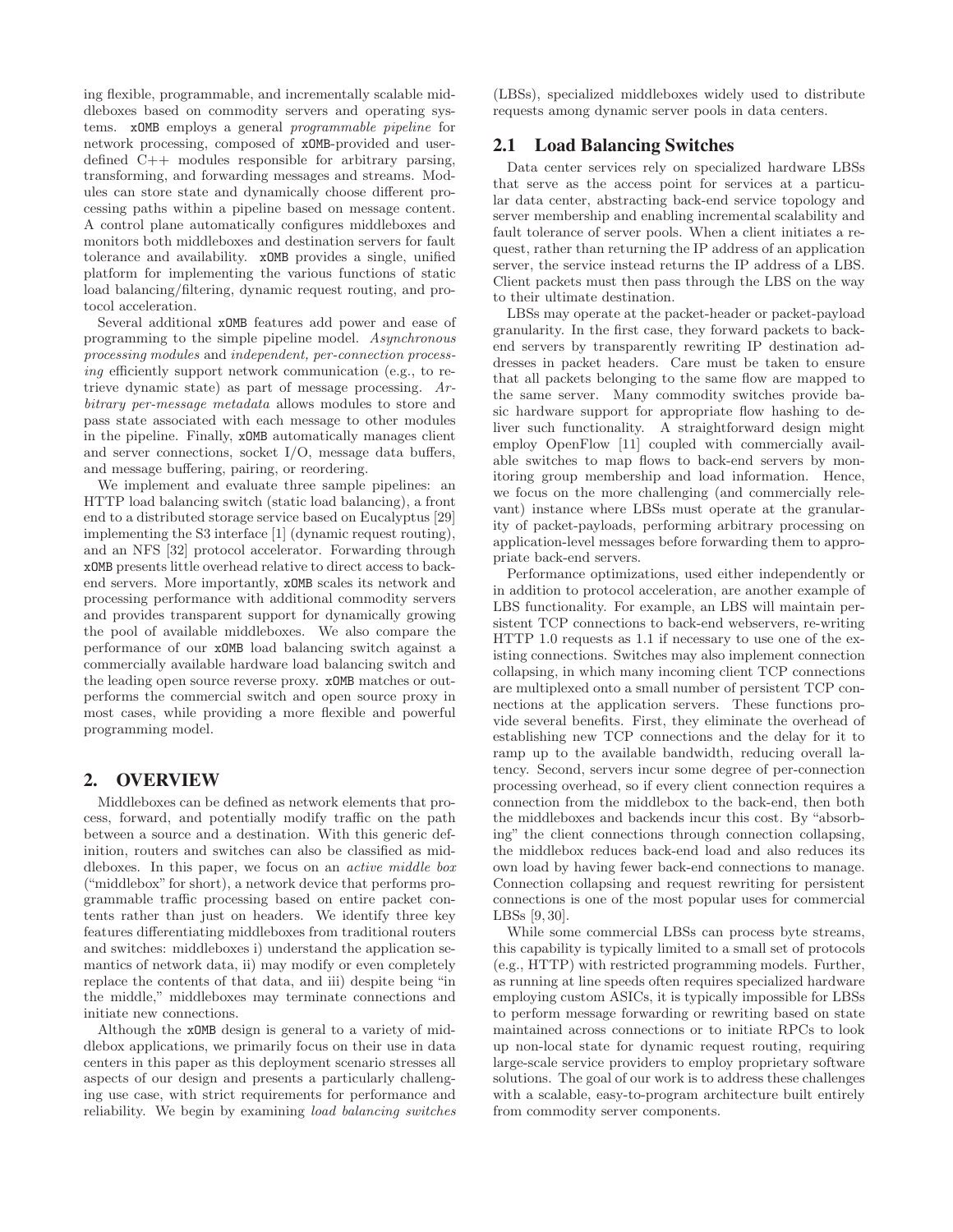ing flexible, programmable, and incrementally scalable middleboxes based on commodity servers and operating systems. xOMB employs a general *programmable pipeline* for network processing, composed of xOMB-provided and user-defined C++ modules responsible for arbitrary parsing, transforming, and forwarding messages and streams. Modules can store state and dynamically choose different processing paths within a pipeline based on message content. A control plane automatically configures middleboxes and monitors both middleboxes and destination servers for fault tolerance and availability. xOMB provides a single, unified platform for implementing the various functions of static load balancing/filtering, dynamic request routing, and protocol acceleration.

Several additional xOMB features add power and ease of programming to the simple pipeline model. *Asynchronous processing modules* and *independent, per-connection processing* efficiently support network communication (e.g., to retrieve dynamic state) as part of message processing. *Arbitrary per-message metadata* allows modules to store and pass state associated with each message to other modules in the pipeline. Finally, xOMB automatically manages client and server connections, socket I/O, message data buffers, and message buffering, pairing, or reordering.

We implement and evaluate three sample pipelines: an HTTP load balancing switch (static load balancing), a front end to a distributed storage service based on Eucalyptus [29] implementing the S3 interface [1] (dynamic request routing), and an NFS [32] protocol accelerator. Forwarding through xOMB presents little overhead relative to direct access to back-end servers. More importantly, xOMB scales its network and processing performance with additional commodity servers and provides transparent support for dynamically growing the pool of available middleboxes. We also compare the performance of our xOMB load balancing switch against a commercially available hardware load balancing switch and the leading open source reverse proxy. xOMB matches or outperforms the commercial switch and open source proxy in most cases, while providing a more flexible and powerful programming model.

## 2. OVERVIEW

Middleboxes can be defined as network elements that process, forward, and potentially modify traffic on the path between a source and a destination. With this generic definition, routers and switches can also be classified as middleboxes. In this paper, we focus on an *active middle box* ("middlebox" for short), a network device that performs programmable traffic processing based on entire packet contents rather than just on headers. We identify three key features differentiating middleboxes from traditional routers and switches: middleboxes i) understand the application semantics of network data, ii) may modify or even completely replace the contents of that data, and iii) despite being "in the middle," middleboxes may terminate connections and initiate new connections.

Although the xOMB design is general to a variety of middlebox applications, we primarily focus on their use in data centers in this paper as this deployment scenario stresses all aspects of our design and presents a particularly challenging use case, with strict requirements for performance and reliability. We begin by examining *load balancing switches* (LBSs), specialized middleboxes widely used to distribute requests among dynamic server pools in data centers.

### 2.1 Load Balancing Switches

Data center services rely on specialized hardware LBSs that serve as the access point for services at a particular data center, abstracting back-end service topology and server membership and enabling incremental scalability and fault tolerance of server pools. When a client initiates a request, rather than returning the IP address of an application server, the service instead returns the IP address of a LBS. Client packets must then pass through the LBS on the way to their ultimate destination.

LBSs may operate at the packet-header or packet-payload granularity. In the first case, they forward packets to back-end servers by transparently rewriting IP destination addresses in packet headers. Care must be taken to ensure that all packets belonging to the same flow are mapped to the same server. Many commodity switches provide basic hardware support for appropriate flow hashing to deliver such functionality. A straightforward design might employ OpenFlow [11] coupled with commercially available switches to map flows to back-end servers by monitoring group membership and load information. Hence, we focus on the more challenging (and commercially relevant) instance where LBSs must operate at the granularity of packet-payloads, performing arbitrary processing on application-level messages before forwarding them to appropriate back-end servers.

Performance optimizations, used either independently or in addition to protocol acceleration, are another example of LBS functionality. For example, an LBS will maintain persistent TCP connections to back-end webservers, re-writing HTTP 1.0 requests as 1.1 if necessary to use one of the existing connections. Switches may also implement connection collapsing, in which many incoming client TCP connections are multiplexed onto a small number of persistent TCP connections at the application servers. These functions provide several benefits. First, they eliminate the overhead of establishing new TCP connections and the delay for it to ramp up to the available bandwidth, reducing overall latency. Second, servers incur some degree of per-connection processing overhead, so if every client connection requires a connection from the middlebox to the back-end, then both the middleboxes and backends incur this cost. By "absorbing" the client connections through connection collapsing, the middlebox reduces back-end load and also reduces its own load by having fewer back-end connections to manage. Connection collapsing and request rewriting for persistent connections is one of the most popular uses for commercial LBSs [9, 30].

While some commercial LBSs can process byte streams, this capability is typically limited to a small set of protocols (e.g., HTTP) with restricted programming models. Further, as running at line speeds often requires specialized hardware employing custom ASICs, it is typically impossible for LBSs to perform message forwarding or rewriting based on state maintained across connections or to initiate RPCs to look up non-local state for dynamic request routing, requiring large-scale service providers to employ proprietary software solutions. The goal of our work is to address these challenges with a scalable, easy-to-program architecture built entirely from commodity server components.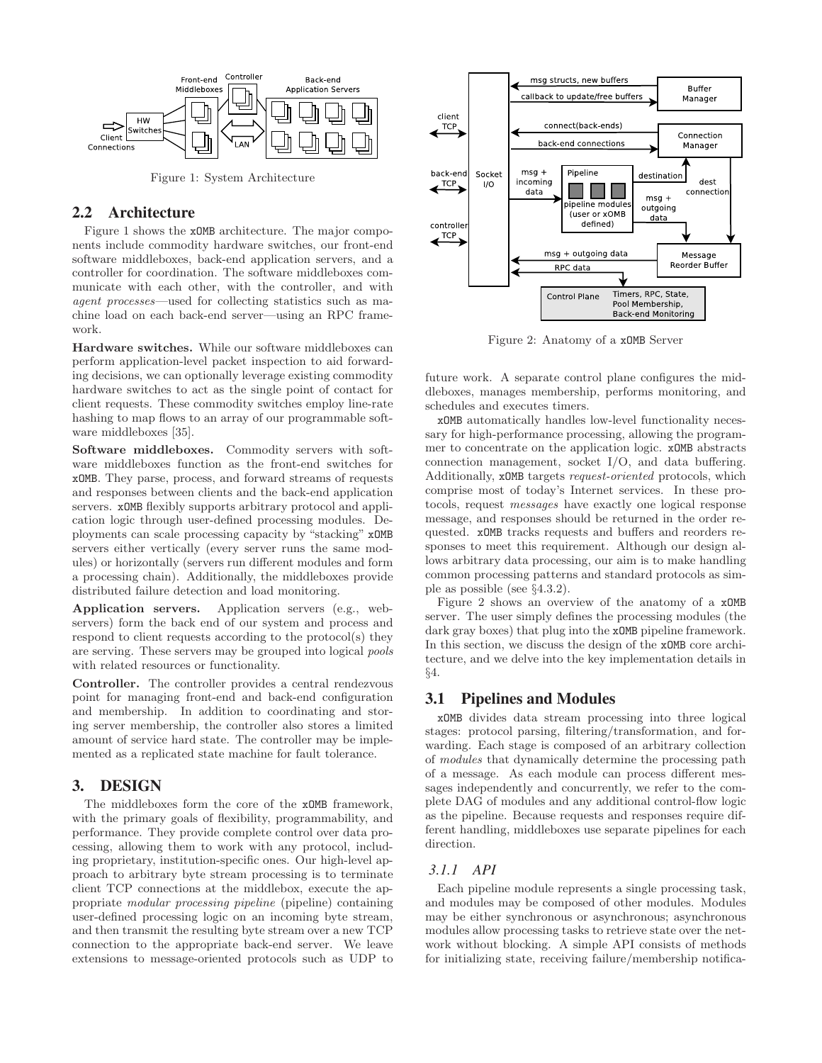Figure 1: System Architecture

## 2.2 Architecture

Figure 1 shows the xOMB architecture. The major components include commodity hardware switches, our front-end software middleboxes, back-end application servers, and a controller for coordination. The software middleboxes communicate with each other, with the controller, and with *agent processes*—used for collecting statistics such as machine load on each back-end server—using an RPC framework.

**Hardware switches.** While our software middleboxes can perform application-level packet inspection to aid forwarding decisions, we can optionally leverage existing commodity hardware switches to act as the single point of contact for client requests. These commodity switches employ line-rate hashing to map flows to an array of our programmable software middleboxes [35].

**Software middleboxes.** Commodity servers with software middleboxes function as the front-end switches for xOMB. They parse, process, and forward streams of requests and responses between clients and the back-end application servers. xOMB flexibly supports arbitrary protocol and application logic through user-defined processing modules. Deployments can scale processing capacity by "stacking" xOMB servers either vertically (every server runs the same modules) or horizontally (servers run different modules and form a processing chain). Additionally, the middleboxes provide distributed failure detection and load monitoring.

**Application servers.** Application servers (e.g., webservers) form the back end of our system and process and respond to client requests according to the protocol(s) they are serving. These servers may be grouped into logical *pools* with related resources or functionality.

**Controller.** The controller provides a central rendezvous point for managing front-end and back-end configuration and membership. In addition to coordinating and storing server membership, the controller also stores a limited amount of service hard state. The controller may be implemented as a replicated state machine for fault tolerance.

# 3. DESIGN

The middleboxes form the core of the xOMB framework, with the primary goals of flexibility, programmability, and performance. They provide complete control over data processing, allowing them to work with any protocol, including proprietary, institution-specific ones. Our high-level approach to arbitrary byte stream processing is to terminate client TCP connections at the middlebox, execute the appropriate *modular processing pipeline* (pipeline) containing user-defined processing logic on an incoming byte stream, and then transmit the resulting byte stream over a new TCP connection to the appropriate back-end server. We leave extensions to message-oriented protocols such as UDP to future work. A separate control plane configures the middleboxes, manages membership, performs monitoring, and schedules and executes timers.

Figure 2: Anatomy of a xOMB Server

xOMB automatically handles low-level functionality necessary for high-performance processing, allowing the programmer to concentrate on the application logic. xOMB abstracts connection management, socket I/O, and data buffering. Additionally, xOMB targets *request-oriented* protocols, which comprise most of today's Internet services. In these protocols, request *messages* have exactly one logical response message, and responses should be returned in the order requested. xOMB tracks requests and buffers and reorders responses to meet this requirement. Although our design allows arbitrary data processing, our aim is to make handling common processing patterns and standard protocols as simple as possible (see §4.3.2).

Figure 2 shows an overview of the anatomy of a xOMB server. The user simply defines the processing modules (the dark gray boxes) that plug into the xOMB pipeline framework. In this section, we discuss the design of the xOMB core architecture, and we delve into the key implementation details in §4.

## 3.1 Pipelines and Modules

xOMB divides data stream processing into three logical stages: protocol parsing, filtering/transformation, and forwarding. Each stage is composed of an arbitrary collection of *modules* that dynamically determine the processing path of a message. As each module can process different messages independently and concurrently, we refer to the complete DAG of modules and any additional control-flow logic as the pipeline. Because requests and responses require different handling, middleboxes use separate pipelines for each direction.

### 3.1.1 API

Each pipeline module represents a single processing task, and modules may be composed of other modules. Modules may be either synchronous or asynchronous; asynchronous modules allow processing tasks to retrieve state over the network without blocking. A simple API consists of methods for initializing state, receiving failure/membership notifica-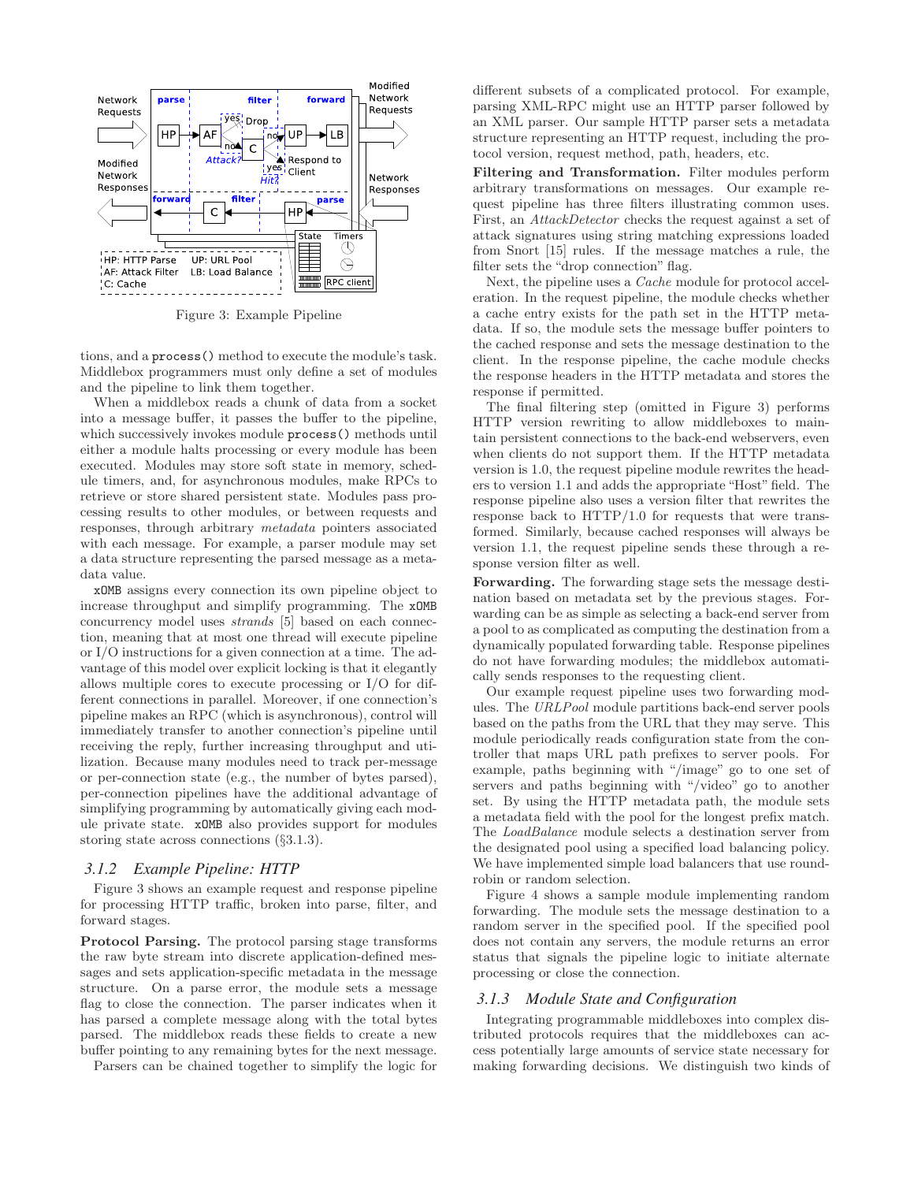Figure 3: Example Pipeline

tions, and a `process()` method to execute the module's task. Middlebox programmers must only define a set of modules and the pipeline to link them together.

When a middlebox reads a chunk of data from a socket into a message buffer, it passes the buffer to the pipeline, which successively invokes module `process()` methods until either a module halts processing or every module has been executed. Modules may store soft state in memory, schedule timers, and, for asynchronous modules, make RPCs to retrieve or store shared persistent state. Modules pass processing results to other modules, or between requests and responses, through arbitrary *metadata* pointers associated with each message. For example, a parser module may set a data structure representing the parsed message as a metadata value.

xOMB assigns every connection its own pipeline object to increase throughput and simplify programming. The xOMB concurrency model uses *strands* [5] based on each connection, meaning that at most one thread will execute pipeline or I/O instructions for a given connection at a time. The advantage of this model over explicit locking is that it elegantly allows multiple cores to execute processing or I/O for different connections in parallel. Moreover, if one connection's pipeline makes an RPC (which is asynchronous), control will immediately transfer to another connection's pipeline until receiving the reply, further increasing throughput and utilization. Because many modules need to track per-message or per-connection state (e.g., the number of bytes parsed), per-connection pipelines have the additional advantage of simplifying programming by automatically giving each module private state. xOMB also provides support for modules storing state across connections (§3.1.3).

### 3.1.2 Example Pipeline: HTTP

Figure 3 shows an example request and response pipeline for processing HTTP traffic, broken into parse, filter, and forward stages.

**Protocol Parsing.** The protocol parsing stage transforms the raw byte stream into discrete application-defined messages and sets application-specific metadata in the message structure. On a parse error, the module sets a message flag to close the connection. The parser indicates when it has parsed a complete message along with the total bytes parsed. The middlebox reads these fields to create a new buffer pointing to any remaining bytes for the next message.

Parsers can be chained together to simplify the logic for different subsets of a complicated protocol. For example, parsing XML-RPC might use an HTTP parser followed by an XML parser. Our sample HTTP parser sets a metadata structure representing an HTTP request, including the protocol version, request method, path, headers, etc.

**Filtering and Transformation.** Filter modules perform arbitrary transformations on messages. Our example request pipeline has three filters illustrating common uses. First, an *AttackDetector* checks the request against a set of attack signatures using string matching expressions loaded from Snort [15] rules. If the message matches a rule, the filter sets the "drop connection" flag.

Next, the pipeline uses a *Cache* module for protocol acceleration. In the request pipeline, the module checks whether a cache entry exists for the path set in the HTTP metadata. If so, the module sets the message buffer pointers to the cached response and sets the message destination to the client. In the response pipeline, the cache module checks the response headers in the HTTP metadata and stores the response if permitted.

The final filtering step (omitted in Figure 3) performs HTTP version rewriting to allow middleboxes to maintain persistent connections to the back-end webservers, even when clients do not support them. If the HTTP metadata version is 1.0, the request pipeline module rewrites the headers to version 1.1 and adds the appropriate "Host" field. The response pipeline also uses a version filter that rewrites the response back to HTTP/1.0 for requests that were transformed. Similarly, because cached responses will always be version 1.1, the request pipeline sends these through a response version filter as well.

**Forwarding.** The forwarding stage sets the message destination based on metadata set by the previous stages. Forwarding can be as simple as selecting a back-end server from a pool to as complicated as computing the destination from a dynamically populated forwarding table. Response pipelines do not have forwarding modules; the middlebox automatically sends responses to the requesting client.

Our example request pipeline uses two forwarding modules. The *URLPool* module partitions back-end server pools based on the paths from the URL that they may serve. This module periodically reads configuration state from the controller that maps URL path prefixes to server pools. For example, paths beginning with "/image" go to one set of servers and paths beginning with "/video" go to another set. By using the HTTP metadata path, the module sets a metadata field with the pool for the longest prefix match. The *LoadBalance* module selects a destination server from the designated pool using a specified load balancing policy. We have implemented simple load balancers that use round-robin or random selection.

Figure 4 shows a sample module implementing random forwarding. The module sets the message destination to a random server in the specified pool. If the specified pool does not contain any servers, the module returns an error status that signals the pipeline logic to initiate alternate processing or close the connection.

### 3.1.3 Module State and Configuration

Integrating programmable middleboxes into complex distributed protocols requires that the middleboxes can access potentially large amounts of service state necessary for making forwarding decisions. We distinguish two kinds of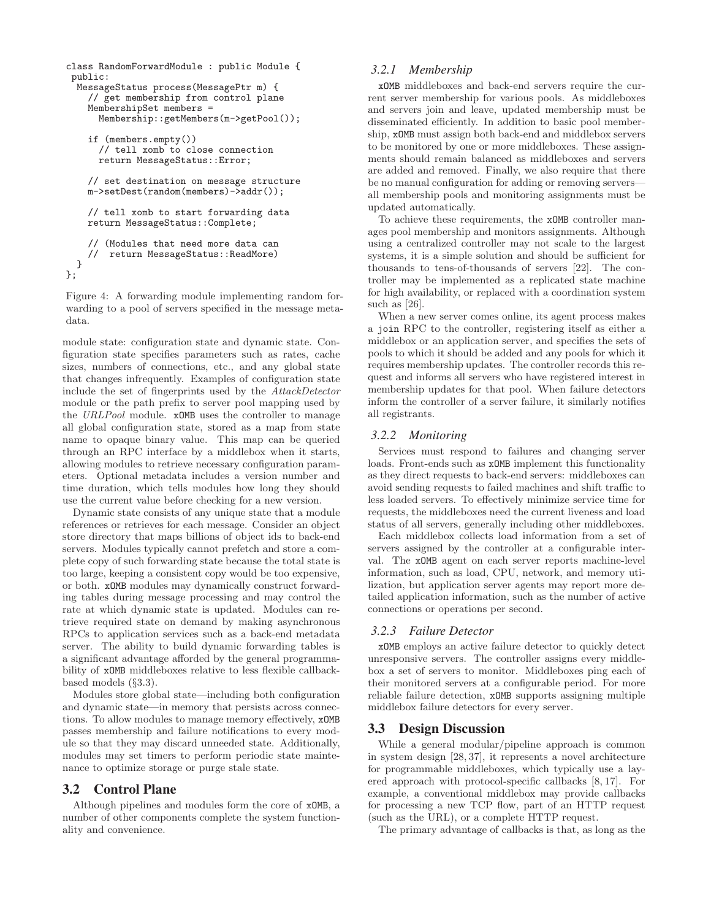```
class RandomForwardModule : public Module {
 public:
  MessageStatus process(MessagePtr m) {
    // get membership from control plane
    MembershipSet members =
      Membership::getMembers(m->getPool());

    if (members.empty())
      // tell xomb to close connection
      return MessageStatus::Error;

    // set destination on message structure
    m->setDest(random(members)->addr());

    // tell xomb to start forwarding data
    return MessageStatus::Complete;

    // (Modules that need more data can
    //  return MessageStatus::ReadMore)
  }
};
```

Figure 4: A forwarding module implementing random forwarding to a pool of servers specified in the message metadata.

module state: configuration state and dynamic state. Configuration state specifies parameters such as rates, cache sizes, numbers of connections, etc., and any global state that changes infrequently. Examples of configuration state include the set of fingerprints used by the *AttackDetector* module or the path prefix to server pool mapping used by the *URLPool* module. xOMB uses the controller to manage all global configuration state, stored as a map from state name to opaque binary value. This map can be queried through an RPC interface by a middlebox when it starts, allowing modules to retrieve necessary configuration parameters. Optional metadata includes a version number and time duration, which tells modules how long they should use the current value before checking for a new version.

Dynamic state consists of any unique state that a module references or retrieves for each message. Consider an object store directory that maps billions of object ids to back-end servers. Modules typically cannot prefetch and store a complete copy of such forwarding state because the total state is too large, keeping a consistent copy would be too expensive, or both. xOMB modules may dynamically construct forwarding tables during message processing and may control the rate at which dynamic state is updated. Modules can retrieve required state on demand by making asynchronous RPCs to application services such as a back-end metadata server. The ability to build dynamic forwarding tables is a significant advantage afforded by the general programmability of xOMB middleboxes relative to less flexible callback-based models (§3.3).

Modules store global state—including both configuration and dynamic state—in memory that persists across connections. To allow modules to manage memory effectively, xOMB passes membership and failure notifications to every module so that they may discard unneeded state. Additionally, modules may set timers to perform periodic state maintenance to optimize storage or purge stale state.

## 3.2 Control Plane

Although pipelines and modules form the core of xOMB, a number of other components complete the system functionality and convenience.

### 3.2.1 Membership

xOMB middleboxes and back-end servers require the current server membership for various pools. As middleboxes and servers join and leave, updated membership must be disseminated efficiently. In addition to basic pool membership, xOMB must assign both back-end and middlebox servers to be monitored by one or more middleboxes. These assignments should remain balanced as middleboxes and servers are added and removed. Finally, we also require that there be no manual configuration for adding or removing servers—all membership pools and monitoring assignments must be updated automatically.

To achieve these requirements, the xOMB controller manages pool membership and monitors assignments. Although using a centralized controller may not scale to the largest systems, it is a simple solution and should be sufficient for thousands to tens-of-thousands of servers [22]. The controller may be implemented as a replicated state machine for high availability, or replaced with a coordination system such as [26].

When a new server comes online, its agent process makes a join RPC to the controller, registering itself as either a middlebox or an application server, and specifies the sets of pools to which it should be added and any pools for which it requires membership updates. The controller records this request and informs all servers who have registered interest in membership updates for that pool. When failure detectors inform the controller of a server failure, it similarly notifies all registrants.

### 3.2.2 Monitoring

Services must respond to failures and changing server loads. Front-ends such as xOMB implement this functionality as they direct requests to back-end servers: middleboxes can avoid sending requests to failed machines and shift traffic to less loaded servers. To effectively minimize service time for requests, the middleboxes need the current liveness and load status of all servers, generally including other middleboxes.

Each middlebox collects load information from a set of servers assigned by the controller at a configurable interval. The xOMB agent on each server reports machine-level information, such as load, CPU, network, and memory utilization, but application server agents may report more detailed application information, such as the number of active connections or operations per second.

### 3.2.3 Failure Detector

xOMB employs an active failure detector to quickly detect unresponsive servers. The controller assigns every middlebox a set of servers to monitor. Middleboxes ping each of their monitored servers at a configurable period. For more reliable failure detection, xOMB supports assigning multiple middlebox failure detectors for every server.

## 3.3 Design Discussion

While a general modular/pipeline approach is common in system design [28, 37], it represents a novel architecture for programmable middleboxes, which typically use a layered approach with protocol-specific callbacks [8, 17]. For example, a conventional middlebox may provide callbacks for processing a new TCP flow, part of an HTTP request (such as the URL), or a complete HTTP request.

The primary advantage of callbacks is that, as long as the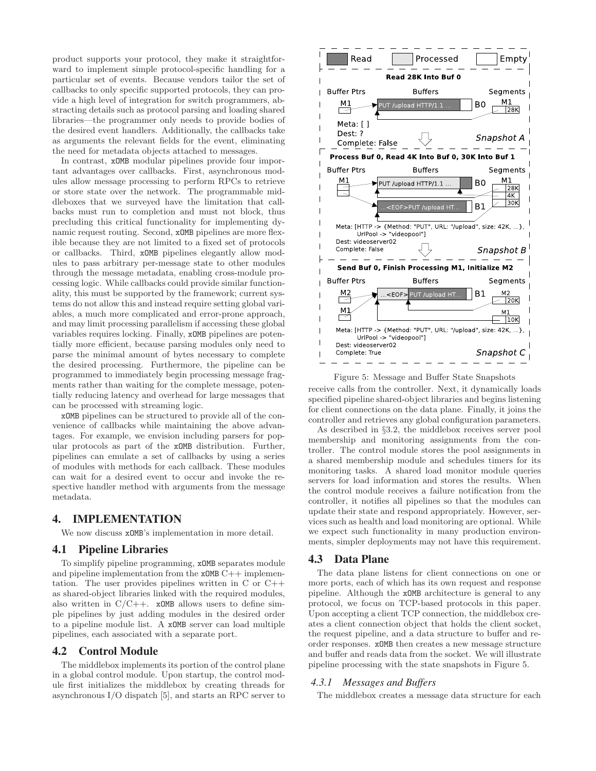product supports your protocol, they make it straightforward to implement simple protocol-specific handling for a particular set of events. Because vendors tailor the set of callbacks to only specific supported protocols, they can provide a high level of integration for switch programmers, abstracting details such as protocol parsing and loading shared libraries—the programmer only needs to provide bodies of the desired event handlers. Additionally, the callbacks take as arguments the relevant fields for the event, eliminating the need for metadata objects attached to messages.

In contrast, xOMB modular pipelines provide four important advantages over callbacks. First, asynchronous modules allow message processing to perform RPCs to retrieve or store state over the network. The programmable middleboxes that we surveyed have the limitation that callbacks must run to completion and must not block, thus precluding this critical functionality for implementing dynamic request routing. Second, xOMB pipelines are more flexible because they are not limited to a fixed set of protocols or callbacks. Third, xOMB pipelines elegantly allow modules to pass arbitrary per-message state to other modules through the message metadata, enabling cross-module processing logic. While callbacks could provide similar functionality, this must be supported by the framework; current systems do not allow this and instead require setting global variables, a much more complicated and error-prone approach, and may limit processing parallelism if accessing these global variables requires locking. Finally, xOMB pipelines are potentially more efficient, because parsing modules only need to parse the minimal amount of bytes necessary to complete the desired processing. Furthermore, the pipeline can be programmed to immediately begin processing message fragments rather than waiting for the complete message, potentially reducing latency and overhead for large messages that can be processed with streaming logic.

xOMB pipelines can be structured to provide all of the convenience of callbacks while maintaining the above advantages. For example, we envision including parsers for popular protocols as part of the xOMB distribution. Further, pipelines can emulate a set of callbacks by using a series of modules with methods for each callback. These modules can wait for a desired event to occur and invoke the respective handler method with arguments from the message metadata.

## 4. IMPLEMENTATION

We now discuss xOMB's implementation in more detail.

### 4.1 Pipeline Libraries

To simplify pipeline programming, xOMB separates module and pipeline implementation from the xOMB C++ implementation. The user provides pipelines written in C or C++ as shared-object libraries linked with the required modules, also written in C/C++. xOMB allows users to define simple pipelines by just adding modules in the desired order to a pipeline module list. A xOMB server can load multiple pipelines, each associated with a separate port.

### 4.2 Control Module

The middlebox implements its portion of the control plane in a global control module. Upon startup, the control module first initializes the middlebox by creating threads for asynchronous I/O dispatch [5], and starts an RPC server to receive calls from the controller. Next, it dynamically loads specified pipeline shared-object libraries and begins listening for client connections on the data plane. Finally, it joins the controller and retrieves any global configuration parameters.

Figure 5: Message and Buffer State Snapshots

As described in §3.2, the middlebox receives server pool membership and monitoring assignments from the controller. The control module stores the pool assignments in a shared membership module and schedules timers for its monitoring tasks. A shared load monitor module queries servers for load information and stores the results. When the control module receives a failure notification from the controller, it notifies all pipelines so that the modules can update their state and respond appropriately. However, services such as health and load monitoring are optional. While we expect such functionality in many production environments, simpler deployments may not have this requirement.

### 4.3 Data Plane

The data plane listens for client connections on one or more ports, each of which has its own request and response pipeline. Although the xOMB architecture is general to any protocol, we focus on TCP-based protocols in this paper. Upon accepting a client TCP connection, the middlebox creates a client connection object that holds the client socket, the request pipeline, and a data structure to buffer and reorder responses. xOMB then creates a new message structure and buffer and reads data from the socket. We will illustrate pipeline processing with the state snapshots in Figure 5.

#### 4.3.1 Messages and Buffers

The middlebox creates a message data structure for each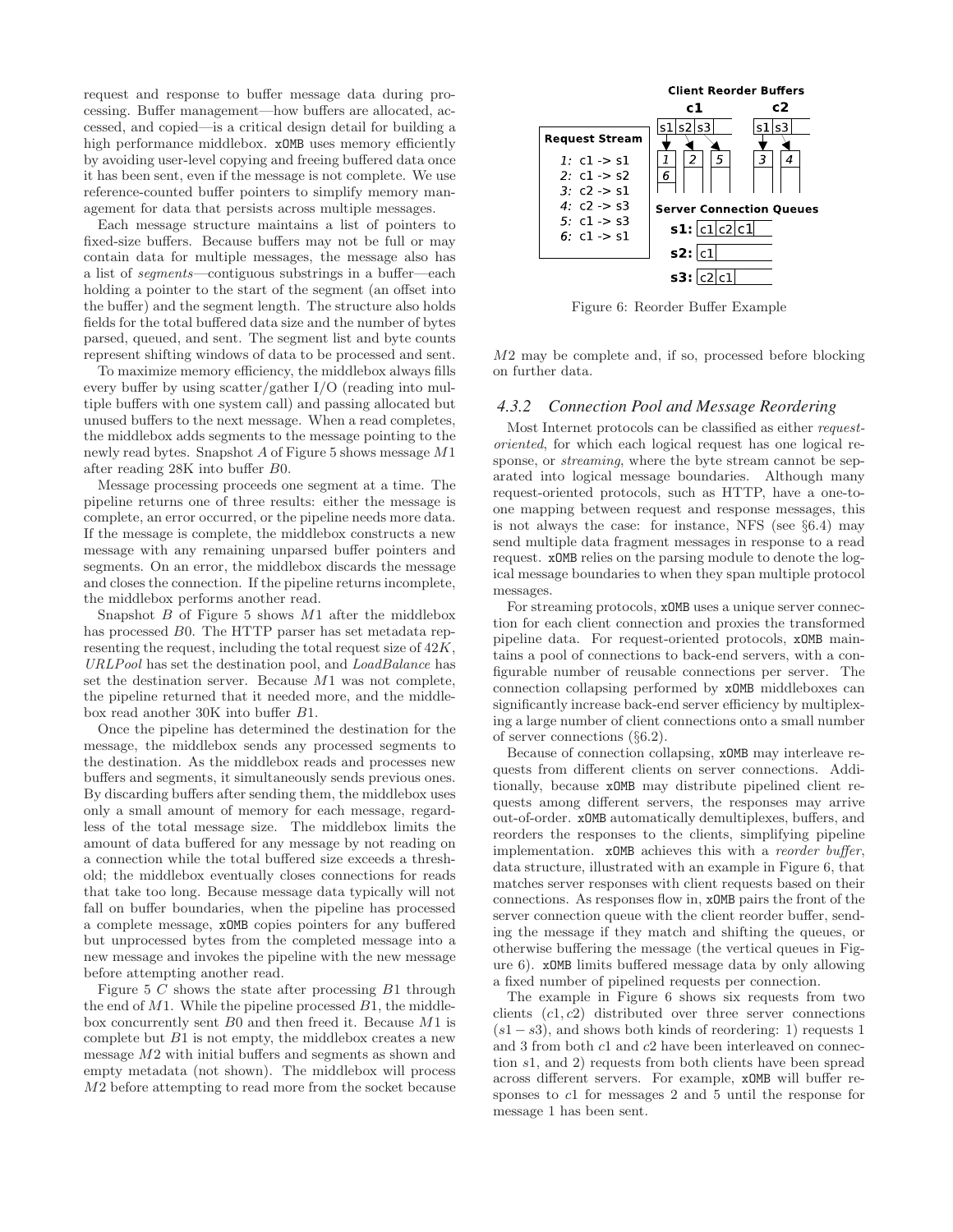request and response to buffer message data during processing. Buffer management—how buffers are allocated, accessed, and copied—is a critical design detail for building a high performance middlebox. xOMB uses memory efficiently by avoiding user-level copying and freeing buffered data once it has been sent, even if the message is not complete. We use reference-counted buffer pointers to simplify memory management for data that persists across multiple messages.

Each message structure maintains a list of pointers to fixed-size buffers. Because buffers may not be full or may contain data for multiple messages, the message also has a list of *segments*—contiguous substrings in a buffer—each holding a pointer to the start of the segment (an offset into the buffer) and the segment length. The structure also holds fields for the total buffered data size and the number of bytes parsed, queued, and sent. The segment list and byte counts represent shifting windows of data to be processed and sent.

To maximize memory efficiency, the middlebox always fills every buffer by using scatter/gather I/O (reading into multiple buffers with one system call) and passing allocated but unused buffers to the next message. When a read completes, the middlebox adds segments to the message pointing to the newly read bytes. Snapshot $A$ of Figure 5 shows message $M1$ after reading 28K into buffer $B0$.

Message processing proceeds one segment at a time. The pipeline returns one of three results: either the message is complete, an error occurred, or the pipeline needs more data. If the message is complete, the middlebox constructs a new message with any remaining unparsed buffer pointers and segments. On an error, the middlebox discards the message and closes the connection. If the pipeline returns incomplete, the middlebox performs another read.

Snapshot $B$ of Figure 5 shows $M1$ after the middlebox has processed $B0$. The HTTP parser has set metadata representing the request, including the total request size of $42K$, *URLPool* has set the destination pool, and *LoadBalance* has set the destination server. Because $M1$ was not complete, the pipeline returned that it needed more, and the middlebox read another 30K into buffer $B1$.

Once the pipeline has determined the destination for the message, the middlebox sends any processed segments to the destination. As the middlebox reads and processes new buffers and segments, it simultaneously sends previous ones. By discarding buffers after sending them, the middlebox uses only a small amount of memory for each message, regardless of the total message size. The middlebox limits the amount of data buffered for any message by not reading on a connection while the total buffered size exceeds a threshold; the middlebox eventually closes connections for reads that take too long. Because message data typically will not fall on buffer boundaries, when the pipeline has processed a complete message, xOMB copies pointers for any buffered but unprocessed bytes from the completed message into a new message and invokes the pipeline with the new message before attempting another read.

Figure 5 $C$ shows the state after processing $B1$ through the end of $M1$. While the pipeline processed $B1$, the middlebox concurrently sent $B0$ and then freed it. Because $M1$ is complete but $B1$ is not empty, the middlebox creates a new message $M2$ with initial buffers and segments as shown and empty metadata (not shown). The middlebox will process $M2$ before attempting to read more from the socket because $M2$ may be complete and, if so, processed before blocking on further data.

Figure 6: Reorder Buffer Example

### 4.3.2 Connection Pool and Message Reordering

Most Internet protocols can be classified as either *request-oriented*, for which each logical request has one logical response, or *streaming*, where the byte stream cannot be separated into logical message boundaries. Although many request-oriented protocols, such as HTTP, have a one-to-one mapping between request and response messages, this is not always the case: for instance, NFS (see §6.4) may send multiple data fragment messages in response to a read request. xOMB relies on the parsing module to denote the logical message boundaries to when they span multiple protocol messages.

For streaming protocols, xOMB uses a unique server connection for each client connection and proxies the transformed pipeline data. For request-oriented protocols, xOMB maintains a pool of connections to back-end servers, with a configurable number of reusable connections per server. The connection collapsing performed by xOMB middleboxes can significantly increase back-end server efficiency by multiplexing a large number of client connections onto a small number of server connections (§6.2).

Because of connection collapsing, xOMB may interleave requests from different clients on server connections. Additionally, because xOMB may distribute pipelined client requests among different servers, the responses may arrive out-of-order. xOMB automatically demultiplexes, buffers, and reorders the responses to the clients, simplifying pipeline implementation. xOMB achieves this with a *reorder buffer*, data structure, illustrated with an example in Figure 6, that matches server responses with client requests based on their connections. As responses flow in, xOMB pairs the front of the server connection queue with the client reorder buffer, sending the message if they match and shifting the queues, or otherwise buffering the message (the vertical queues in Figure 6). xOMB limits buffered message data by only allowing a fixed number of pipelined requests per connection.

The example in Figure 6 shows six requests from two clients ($c1, c2$) distributed over three server connections ($s1 - s3$), and shows both kinds of reordering: 1) requests 1 and 3 from both $c1$ and $c2$ have been interleaved on connection $s1$, and 2) requests from both clients have been spread across different servers. For example, xOMB will buffer responses to $c1$ for messages 2 and 5 until the response for message 1 has been sent.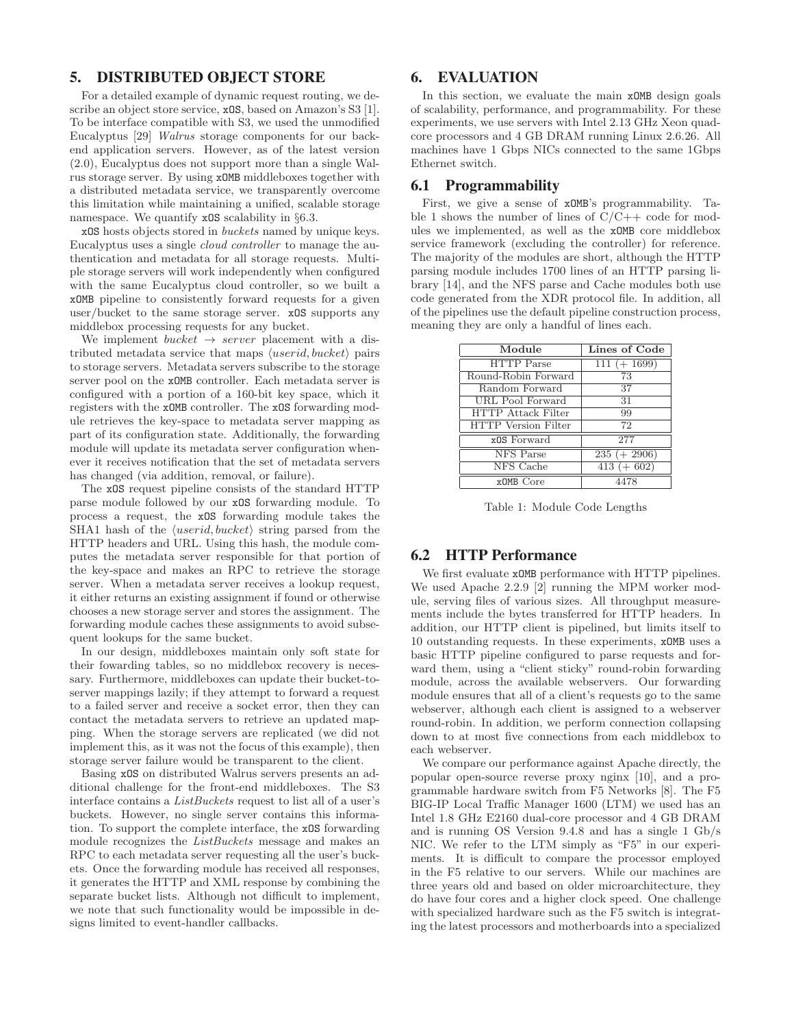## 5. DISTRIBUTED OBJECT STORE

For a detailed example of dynamic request routing, we describe an object store service, xOS, based on Amazon's S3 [1]. To be interface compatible with S3, we used the unmodified Eucalyptus [29] *Walrus* storage components for our backend application servers. However, as of the latest version (2.0), Eucalyptus does not support more than a single Walrus storage server. By using xOMB middleboxes together with a distributed metadata service, we transparently overcome this limitation while maintaining a unified, scalable storage namespace. We quantify xOS scalability in §6.3.

xOS hosts objects stored in *buckets* named by unique keys. Eucalyptus uses a single *cloud controller* to manage the authentication and metadata for all storage requests. Multiple storage servers will work independently when configured with the same Eucalyptus cloud controller, so we built a xOMB pipeline to consistently forward requests for a given user/bucket to the same storage server. xOS supports any middlebox processing requests for any bucket.

We implement *bucket* $\rightarrow$ *server* placement with a distributed metadata service that maps $\langle userid, bucket \rangle$ pairs to storage servers. Metadata servers subscribe to the storage server pool on the xOMB controller. Each metadata server is configured with a portion of a 160-bit key space, which it registers with the xOMB controller. The xOS forwarding module retrieves the key-space to metadata server mapping as part of its configuration state. Additionally, the forwarding module will update its metadata server configuration whenever it receives notification that the set of metadata servers has changed (via addition, removal, or failure).

The xOS request pipeline consists of the standard HTTP parse module followed by our xOS forwarding module. To process a request, the xOS forwarding module takes the SHA1 hash of the $\langle userid, bucket \rangle$ string parsed from the HTTP headers and URL. Using this hash, the module computes the metadata server responsible for that portion of the key-space and makes an RPC to retrieve the storage server. When a metadata server receives a lookup request, it either returns an existing assignment if found or otherwise chooses a new storage server and stores the assignment. The forwarding module caches these assignments to avoid subsequent lookups for the same bucket.

In our design, middleboxes maintain only soft state for their fowarding tables, so no middlebox recovery is necessary. Furthermore, middleboxes can update their bucket-to-server mappings lazily; if they attempt to forward a request to a failed server and receive a socket error, then they can contact the metadata servers to retrieve an updated mapping. When the storage servers are replicated (we did not implement this, as it was not the focus of this example), then storage server failure would be transparent to the client.

Basing xOS on distributed Walrus servers presents an additional challenge for the front-end middleboxes. The S3 interface contains a *ListBuckets* request to list all of a user's buckets. However, no single server contains this information. To support the complete interface, the xOS forwarding module recognizes the *ListBuckets* message and makes an RPC to each metadata server requesting all the user's buckets. Once the forwarding module has received all responses, it generates the HTTP and XML response by combining the separate bucket lists. Although not difficult to implement, we note that such functionality would be impossible in designs limited to event-handler callbacks.

## 6. EVALUATION

In this section, we evaluate the main xOMB design goals of scalability, performance, and programmability. For these experiments, we use servers with Intel 2.13 GHz Xeon quad-core processors and 4 GB DRAM running Linux 2.6.26. All machines have 1 Gbps NICs connected to the same 1Gbps Ethernet switch.

### 6.1 Programmability

First, we give a sense of xOMB's programmability. Table 1 shows the number of lines of C/C++ code for modules we implemented, as well as the xOMB core middlebox service framework (excluding the controller) for reference. The majority of the modules are short, although the HTTP parsing module includes 1700 lines of an HTTP parsing library [14], and the NFS parse and Cache modules both use code generated from the XDR protocol file. In addition, all of the pipelines use the default pipeline construction process, meaning they are only a handful of lines each.

| Module | Lines of Code |
|---|---|
| HTTP Parse | 111 (+ 1699) |
| Round-Robin Forward | 73 |
| Random Forward | 37 |
| URL Pool Forward | 31 |
| HTTP Attack Filter | 99 |
| HTTP Version Filter | 72 |
| xOS Forward | 277 |
| NFS Parse | 235 (+ 2906) |
| NFS Cache | 413 (+ 602) |
| xOMB Core | 4478 |

Table 1: Module Code Lengths

### 6.2 HTTP Performance

We first evaluate xOMB performance with HTTP pipelines. We used Apache 2.2.9 [2] running the MPM worker module, serving files of various sizes. All throughput measurements include the bytes transferred for HTTP headers. In addition, our HTTP client is pipelined, but limits itself to 10 outstanding requests. In these experiments, xOMB uses a basic HTTP pipeline configured to parse requests and forward them, using a "client sticky" round-robin forwarding module, across the available webservers. Our forwarding module ensures that all of a client's requests go to the same webserver, although each client is assigned to a webserver round-robin. In addition, we perform connection collapsing down to at most five connections from each middlebox to each webserver.

We compare our performance against Apache directly, the popular open-source reverse proxy nginx [10], and a programmable hardware switch from F5 Networks [8]. The F5 BIG-IP Local Traffic Manager 1600 (LTM) we used has an Intel 1.8 GHz E2160 dual-core processor and 4 GB DRAM and is running OS Version 9.4.8 and has a single 1 Gb/s NIC. We refer to the LTM simply as "F5" in our experiments. It is difficult to compare the processor employed in the F5 relative to our servers. While our machines are three years old and based on older microarchitecture, they do have four cores and a higher clock speed. One challenge with specialized hardware such as the F5 switch is integrating the latest processors and motherboards into a specialized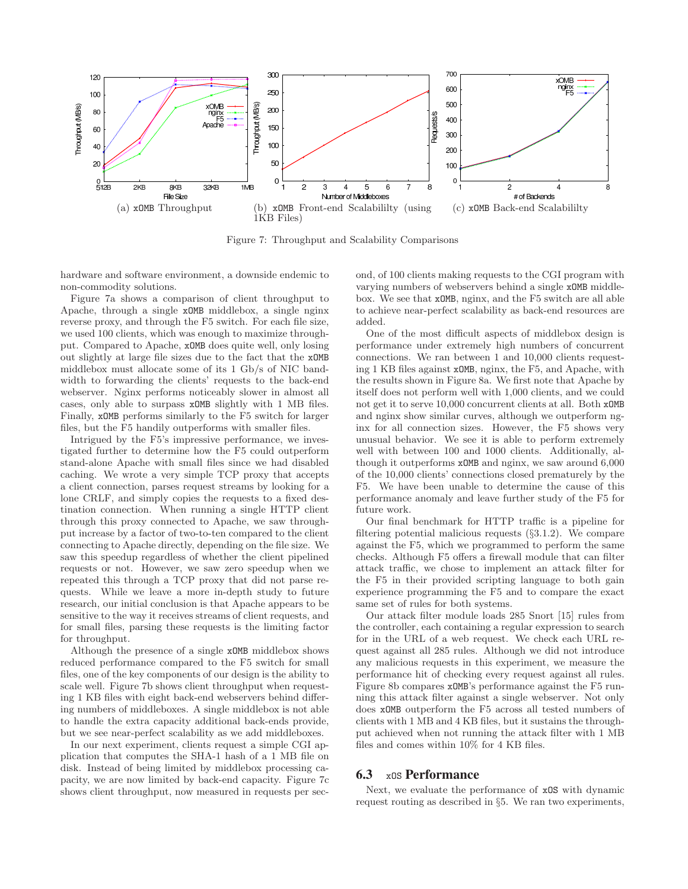(a) xOMB Throughput (b) xOMB Front-end Scalabililty (using 1KB Files) (c) xOMB Back-end Scalabililty

Figure 7: Throughput and Scalability Comparisons

hardware and software environment, a downside endemic to non-commodity solutions.

Figure 7a shows a comparison of client throughput to Apache, through a single xOMB middlebox, a single nginx reverse proxy, and through the F5 switch. For each file size, we used 100 clients, which was enough to maximize throughput. Compared to Apache, xOMB does quite well, only losing out slightly at large file sizes due to the fact that the xOMB middlebox must allocate some of its 1 Gb/s of NIC bandwidth to forwarding the clients' requests to the back-end webserver. Nginx performs noticeably slower in almost all cases, only able to surpass xOMB slightly with 1 MB files. Finally, xOMB performs similarly to the F5 switch for larger files, but the F5 handily outperforms with smaller files.

Intrigued by the F5's impressive performance, we investigated further to determine how the F5 could outperform stand-alone Apache with small files since we had disabled caching. We wrote a very simple TCP proxy that accepts a client connection, parses request streams by looking for a lone CRLF, and simply copies the requests to a fixed destination connection. When running a single HTTP client through this proxy connected to Apache, we saw throughput increase by a factor of two-to-ten compared to the client connecting to Apache directly, depending on the file size. We saw this speedup regardless of whether the client pipelined requests or not. However, we saw zero speedup when we repeated this through a TCP proxy that did not parse requests. While we leave a more in-depth study to future research, our initial conclusion is that Apache appears to be sensitive to the way it receives streams of client requests, and for small files, parsing these requests is the limiting factor for throughput.

Although the presence of a single xOMB middlebox shows reduced performance compared to the F5 switch for small files, one of the key components of our design is the ability to scale well. Figure 7b shows client throughput when requesting 1 KB files with eight back-end webservers behind differing numbers of middleboxes. A single middlebox is not able to handle the extra capacity additional back-ends provide, but we see near-perfect scalability as we add middleboxes.

In our next experiment, clients request a simple CGI application that computes the SHA-1 hash of a 1 MB file on disk. Instead of being limited by middlebox processing capacity, we are now limited by back-end capacity. Figure 7c shows client throughput, now measured in requests per second, of 100 clients making requests to the CGI program with varying numbers of webservers behind a single xOMB middlebox. We see that xOMB, nginx, and the F5 switch are all able to achieve near-perfect scalability as back-end resources are added.

One of the most difficult aspects of middlebox design is performance under extremely high numbers of concurrent connections. We ran between 1 and 10,000 clients requesting 1 KB files against xOMB, nginx, the F5, and Apache, with the results shown in Figure 8a. We first note that Apache by itself does not perform well with 1,000 clients, and we could not get it to serve 10,000 concurrent clients at all. Both xOMB and nginx show similar curves, although we outperform nginx for all connection sizes. However, the F5 shows very unusual behavior. We see it is able to perform extremely well with between 100 and 1000 clients. Additionally, although it outperforms xOMB and nginx, we saw around 6,000 of the 10,000 clients' connections closed prematurely by the F5. We have been unable to determine the cause of this performance anomaly and leave further study of the F5 for future work.

Our final benchmark for HTTP traffic is a pipeline for filtering potential malicious requests (§3.1.2). We compare against the F5, which we programmed to perform the same checks. Although F5 offers a firewall module that can filter attack traffic, we chose to implement an attack filter for the F5 in their provided scripting language to both gain experience programming the F5 and to compare the exact same set of rules for both systems.

Our attack filter module loads 285 Snort [15] rules from the controller, each containing a regular expression to search for in the URL of a web request. We check each URL request against all 285 rules. Although we did not introduce any malicious requests in this experiment, we measure the performance hit of checking every request against all rules. Figure 8b compares xOMB's performance against the F5 running this attack filter against a single webserver. Not only does xOMB outperform the F5 across all tested numbers of clients with 1 MB and 4 KB files, but it sustains the throughput achieved when not running the attack filter with 1 MB files and comes within 10% for 4 KB files.

## 6.3 xOS Performance

Next, we evaluate the performance of xOS with dynamic request routing as described in §5. We ran two experiments,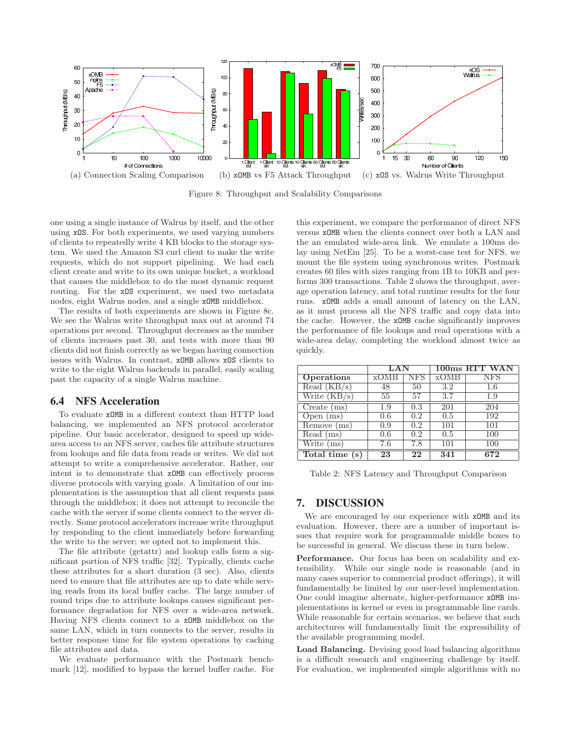(a) Connection Scaling Comparison (b) xOMB vs F5 Attack Throughput (c) xOS vs. Walrus Write Throughput

Figure 8: Throughput and Scalability Comparisons

one using a single instance of Walrus by itself, and the other using xOS. For both experiments, we used varying numbers of clients to repeatedly write 4 KB blocks to the storage system. We used the Amazon S3 curl client to make the write requests, which do not support pipelining. We had each client create and write to its own unique bucket, a workload that causes the middlebox to do the most dynamic request routing. For the xOS experiment, we used two metadata nodes, eight Walrus nodes, and a single xOMB middlebox.

The results of both experiments are shown in Figure 8c. We see the Walrus write throughput max out at around 74 operations per second. Throughput decreases as the number of clients increases past 30, and tests with more than 90 clients did not finish correctly as we began having connection issues with Walrus. In contrast, xOMB allows xOS clients to write to the eight Walrus backends in parallel, easily scaling past the capacity of a single Walrus machine.

### 6.4 NFS Acceleration

To evaluate xOMB in a different context than HTTP load balancing, we implemented an NFS protocol accelerator pipeline. Our basic accelerator, designed to speed up wide-area access to an NFS server, caches file attribute structures from lookups and file data from reads or writes. We did not attempt to write a comprehensive accelerator. Rather, our intent is to demonstrate that xOMB can effectively process diverse protocols with varying goals. A limitation of our implementation is the assumption that all client requests pass through the middlebox; it does not attempt to reconcile the cache with the server if some clients connect to the server directly. Some protocol accelerators increase write throughput by responding to the client immediately before forwarding the write to the server; we opted not to implement this.

The file attribute (getattr) and lookup calls form a significant portion of NFS traffic [32]. Typically, clients cache these attributes for a short duration (3 sec). Also, clients need to ensure that file attributes are up to date while serving reads from its local buffer cache. The large number of round trips due to attribute lookups causes significant performance degradation for NFS over a wide-area network. Having NFS clients connect to a xOMB middlebox on the same LAN, which in turn connects to the server, results in better response time for file system operations by caching file attributes and data.

We evaluate performance with the Postmark benchmark [12], modified to bypass the kernel buffer cache. For this experiment, we compare the performance of direct NFS versus xOMB when the clients connect over both a LAN and the an emulated wide-area link. We emulate a 100ms delay using NetEm [25]. To be a worst-case test for NFS, we mount the file system using synchronous writes. Postmark creates 60 files with sizes ranging from 1B to 10KB and performs 300 transactions. Table 2 shows the throughput, average operation latency, and total runtime results for the four runs. xOMB adds a small amount of latency on the LAN, as it must process all the NFS traffic and copy data into the cache. However, the xOMB cache significantly improves the performance of file lookups and read operations with a wide-area delay, completing the workload almost twice as quickly.

| | **LAN** | | **100ms RTT WAN** | |
|---|---|---|---|---|
| **Operations** | xOMB | NFS | xOMB | NFS |
| Read (KB/s) | 48 | 50 | 3.2 | 1.6 |
| Write (KB/s) | 55 | 57 | 3.7 | 1.9 |
| Create (ms) | 1.9 | 0.3 | 201 | 204 |
| Open (ms) | 0.6 | 0.2 | 0.5 | 192 |
| Remove (ms) | 0.9 | 0.2 | 101 | 101 |
| Read (ms) | 0.6 | 0.2 | 0.5 | 100 |
| Write (ms) | 7.6 | 7.8 | 101 | 100 |
| **Total time (s)** | **23** | **22** | **341** | **672** |

Table 2: NFS Latency and Throughput Comparison

## 7. DISCUSSION

We are encouraged by our experience with xOMB and its evaluation. However, there are a number of important issues that require work for programmable middle boxes to be successful in general. We discuss these in turn below.

**Performance.** Our focus has been on scalability and extensibility. While our single node is reasonable (and in many cases superior to commercial product offerings), it will fundamentally be limited by our user-level implementation. One could imagine alternate, higher-performance xOMB implementations in kernel or even in programmable line cards. While reasonable for certain scenarios, we believe that such architectures will fundamentally limit the expressibility of the available programming model.

**Load Balancing.** Devising good load balancing algorithms is a difficult research and engineering challenge by itself. For evaluation, we implemented simple algorithms with no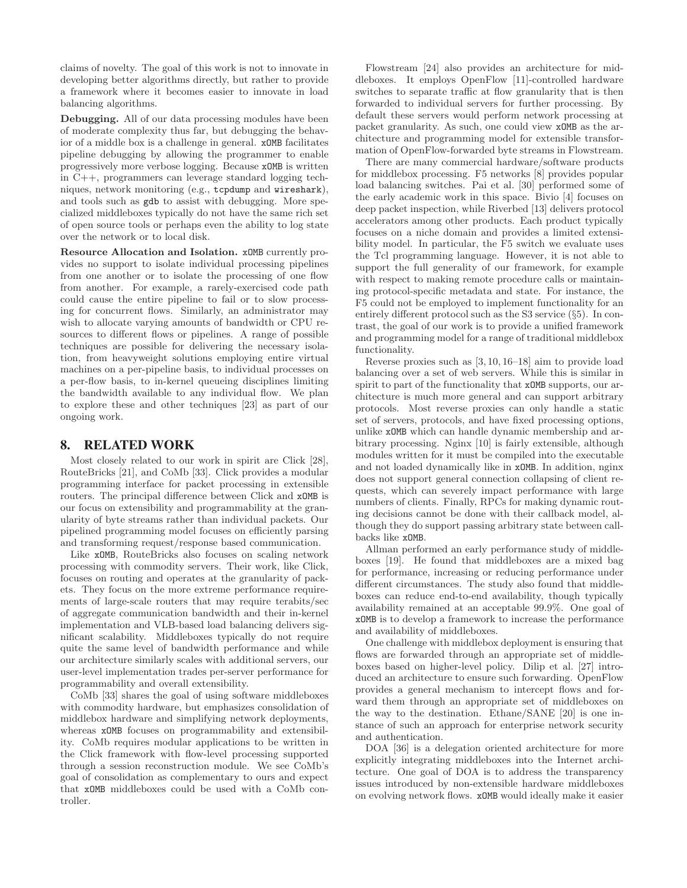claims of novelty. The goal of this work is not to innovate in developing better algorithms directly, but rather to provide a framework where it becomes easier to innovate in load balancing algorithms.

**Debugging.** All of our data processing modules have been of moderate complexity thus far, but debugging the behavior of a middle box is a challenge in general. xOMB facilitates pipeline debugging by allowing the programmer to enable progressively more verbose logging. Because xOMB is written in C++, programmers can leverage standard logging techniques, network monitoring (e.g., tcpdump and wireshark), and tools such as gdb to assist with debugging. More specialized middleboxes typically do not have the same rich set of open source tools or perhaps even the ability to log state over the network or to local disk.

**Resource Allocation and Isolation.** xOMB currently provides no support to isolate individual processing pipelines from one another or to isolate the processing of one flow from another. For example, a rarely-exercised code path could cause the entire pipeline to fail or to slow processing for concurrent flows. Similarly, an administrator may wish to allocate varying amounts of bandwidth or CPU resources to different flows or pipelines. A range of possible techniques are possible for delivering the necessary isolation, from heavyweight solutions employing entire virtual machines on a per-pipeline basis, to individual processes on a per-flow basis, to in-kernel queueing disciplines limiting the bandwidth available to any individual flow. We plan to explore these and other techniques [23] as part of our ongoing work.

## 8. RELATED WORK

Most closely related to our work in spirit are Click [28], RouteBricks [21], and CoMb [33]. Click provides a modular programming interface for packet processing in extensible routers. The principal difference between Click and xOMB is our focus on extensibility and programmability at the granularity of byte streams rather than individual packets. Our pipelined programming model focuses on efficiently parsing and transforming request/response based communication.

Like xOMB, RouteBricks also focuses on scaling network processing with commodity servers. Their work, like Click, focuses on routing and operates at the granularity of packets. They focus on the more extreme performance requirements of large-scale routers that may require terabits/sec of aggregate communication bandwidth and their in-kernel implementation and VLB-based load balancing delivers significant scalability. Middleboxes typically do not require quite the same level of bandwidth performance and while our architecture similarly scales with additional servers, our user-level implementation trades per-server performance for programmability and overall extensibility.

CoMb [33] shares the goal of using software middleboxes with commodity hardware, but emphasizes consolidation of middlebox hardware and simplifying network deployments, whereas xOMB focuses on programmability and extensibility. CoMb requires modular applications to be written in the Click framework with flow-level processing supported through a session reconstruction module. We see CoMb's goal of consolidation as complementary to ours and expect that xOMB middleboxes could be used with a CoMb controller.

Flowstream [24] also provides an architecture for middleboxes. It employs OpenFlow [11]-controlled hardware switches to separate traffic at flow granularity that is then forwarded to individual servers for further processing. By default these servers would perform network processing at packet granularity. As such, one could view xOMB as the architecture and programming model for extensible transformation of OpenFlow-forwarded byte streams in Flowstream.

There are many commercial hardware/software products for middlebox processing. F5 networks [8] provides popular load balancing switches. Pai et al. [30] performed some of the early academic work in this space. Bivio [4] focuses on deep packet inspection, while Riverbed [13] delivers protocol accelerators among other products. Each product typically focuses on a niche domain and provides a limited extensibility model. In particular, the F5 switch we evaluate uses the Tcl programming language. However, it is not able to support the full generality of our framework, for example with respect to making remote procedure calls or maintaining protocol-specific metadata and state. For instance, the F5 could not be employed to implement functionality for an entirely different protocol such as the S3 service (§5). In contrast, the goal of our work is to provide a unified framework and programming model for a range of traditional middlebox functionality.

Reverse proxies such as [3, 10, 16–18] aim to provide load balancing over a set of web servers. While this is similar in spirit to part of the functionality that xOMB supports, our architecture is much more general and can support arbitrary protocols. Most reverse proxies can only handle a static set of servers, protocols, and have fixed processing options, unlike xOMB which can handle dynamic membership and arbitrary processing. Nginx [10] is fairly extensible, although modules written for it must be compiled into the executable and not loaded dynamically like in xOMB. In addition, nginx does not support general connection collapsing of client requests, which can severely impact performance with large numbers of clients. Finally, RPCs for making dynamic routing decisions cannot be done with their callback model, although they do support passing arbitrary state between callbacks like xOMB.

Allman performed an early performance study of middleboxes [19]. He found that middleboxes are a mixed bag for performance, increasing or reducing performance under different circumstances. The study also found that middleboxes can reduce end-to-end availability, though typically availability remained at an acceptable 99.9%. One goal of xOMB is to develop a framework to increase the performance and availability of middleboxes.

One challenge with middlebox deployment is ensuring that flows are forwarded through an appropriate set of middleboxes based on higher-level policy. Dilip et al. [27] introduced an architecture to ensure such forwarding. OpenFlow provides a general mechanism to intercept flows and forward them through an appropriate set of middleboxes on the way to the destination. Ethane/SANE [20] is one instance of such an approach for enterprise network security and authentication.

DOA [36] is a delegation oriented architecture for more explicitly integrating middleboxes into the Internet architecture. One goal of DOA is to address the transparency issues introduced by non-extensible hardware middleboxes on evolving network flows. xOMB would ideally make it easier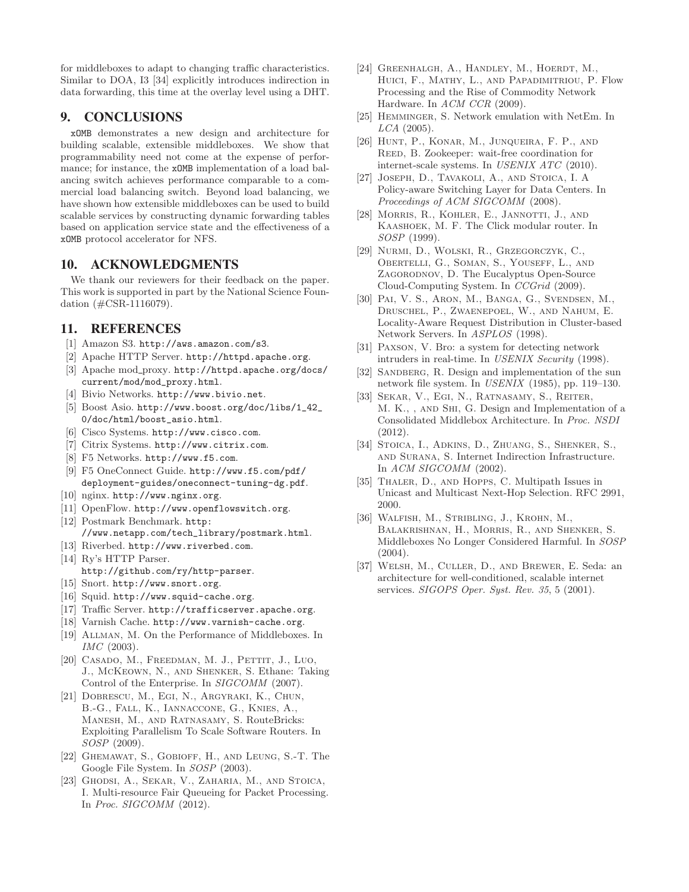for middleboxes to adapt to changing traffic characteristics. Similar to DOA, I3 [34] explicitly introduces indirection in data forwarding, this time at the overlay level using a DHT.

## 9. CONCLUSIONS

xOMB demonstrates a new design and architecture for building scalable, extensible middleboxes. We show that programmability need not come at the expense of performance; for instance, the xOMB implementation of a load balancing switch achieves performance comparable to a commercial load balancing switch. Beyond load balancing, we have shown how extensible middleboxes can be used to build scalable services by constructing dynamic forwarding tables based on application service state and the effectiveness of a xOMB protocol accelerator for NFS.

## 10. ACKNOWLEDGMENTS

We thank our reviewers for their feedback on the paper. This work is supported in part by the National Science Foundation (#CSR-1116079).

## 11. REFERENCES

- [1] Amazon S3. `http://aws.amazon.com/s3`.
- [2] Apache HTTP Server. `http://httpd.apache.org`.
- [3] Apache mod_proxy. `http://httpd.apache.org/docs/current/mod/mod_proxy.html`.
- [4] Bivio Networks. `http://www.bivio.net`.
- [5] Boost Asio. `http://www.boost.org/doc/libs/1_42_0/doc/html/boost_asio.html`.
- [6] Cisco Systems. `http://www.cisco.com`.
- [7] Citrix Systems. `http://www.citrix.com`.
- [8] F5 Networks. `http://www.f5.com`.
- [9] F5 OneConnect Guide. `http://www.f5.com/pdf/deployment-guides/oneconnect-tuning-dg.pdf`.
- [10] nginx. `http://www.nginx.org`.
- [11] OpenFlow. `http://www.openflowswitch.org`.
- [12] Postmark Benchmark. `http://www.netapp.com/tech_library/postmark.html`.
- [13] Riverbed. `http://www.riverbed.com`.
- [14] Ry's HTTP Parser. `http://github.com/ry/http-parser`.
- [15] Snort. `http://www.snort.org`.
- [16] Squid. `http://www.squid-cache.org`.
- [17] Traffic Server. `http://trafficserver.apache.org`.
- [18] Varnish Cache. `http://www.varnish-cache.org`.
- [19] Allman, M. On the Performance of Middleboxes. In *IMC* (2003).
- [20] Casado, M., Freedman, M. J., Pettit, J., Luo, J., McKeown, N., and Shenker, S. Ethane: Taking Control of the Enterprise. In *SIGCOMM* (2007).
- [21] Dobrescu, M., Egi, N., Argyraki, K., Chun, B.-G., Fall, K., Iannaccone, G., Knies, A., Manesh, M., and Ratnasamy, S. RouteBricks: Exploiting Parallelism To Scale Software Routers. In *SOSP* (2009).
- [22] Ghemawat, S., Gobioff, H., and Leung, S.-T. The Google File System. In *SOSP* (2003).
- [23] Ghodsi, A., Sekar, V., Zaharia, M., and Stoica, I. Multi-resource Fair Queueing for Packet Processing. In *Proc. SIGCOMM* (2012).
- [24] Greenhalgh, A., Handley, M., Hoerdt, M., Huici, F., Mathy, L., and Papadimitriou, P. Flow Processing and the Rise of Commodity Network Hardware. In *ACM CCR* (2009).
- [25] Hemminger, S. Network emulation with NetEm. In *LCA* (2005).
- [26] Hunt, P., Konar, M., Junqueira, F. P., and Reed, B. Zookeeper: wait-free coordination for internet-scale systems. In *USENIX ATC* (2010).
- [27] Joseph, D., Tavakoli, A., and Stoica, I. A Policy-aware Switching Layer for Data Centers. In *Proceedings of ACM SIGCOMM* (2008).
- [28] Morris, R., Kohler, E., Jannotti, J., and Kaashoek, M. F. The Click modular router. In *SOSP* (1999).
- [29] Nurmi, D., Wolski, R., Grzegorczyk, C., Obertelli, G., Soman, S., Youseff, L., and Zagorodnov, D. The Eucalyptus Open-Source Cloud-Computing System. In *CCGrid* (2009).
- [30] Pai, V. S., Aron, M., Banga, G., Svendsen, M., Druschel, P., Zwaenepoel, W., and Nahum, E. Locality-Aware Request Distribution in Cluster-based Network Servers. In *ASPLOS* (1998).
- [31] Paxson, V. Bro: a system for detecting network intruders in real-time. In *USENIX Security* (1998).
- [32] Sandberg, R. Design and implementation of the sun network file system. In *USENIX* (1985), pp. 119–130.
- [33] Sekar, V., Egi, N., Ratnasamy, S., Reiter, M. K., , and Shi, G. Design and Implementation of a Consolidated Middlebox Architecture. In *Proc. NSDI* (2012).
- [34] Stoica, I., Adkins, D., Zhuang, S., Shenker, S., and Surana, S. Internet Indirection Infrastructure. In *ACM SIGCOMM* (2002).
- [35] Thaler, D., and Hopps, C. Multipath Issues in Unicast and Multicast Next-Hop Selection. RFC 2991, 2000.
- [36] Walfish, M., Stribling, J., Krohn, M., Balakrishnan, H., Morris, R., and Shenker, S. Middleboxes No Longer Considered Harmful. In *SOSP* (2004).
- [37] Welsh, M., Culler, D., and Brewer, E. Seda: an architecture for well-conditioned, scalable internet services. *SIGOPS Oper. Syst. Rev. 35*, 5 (2001).